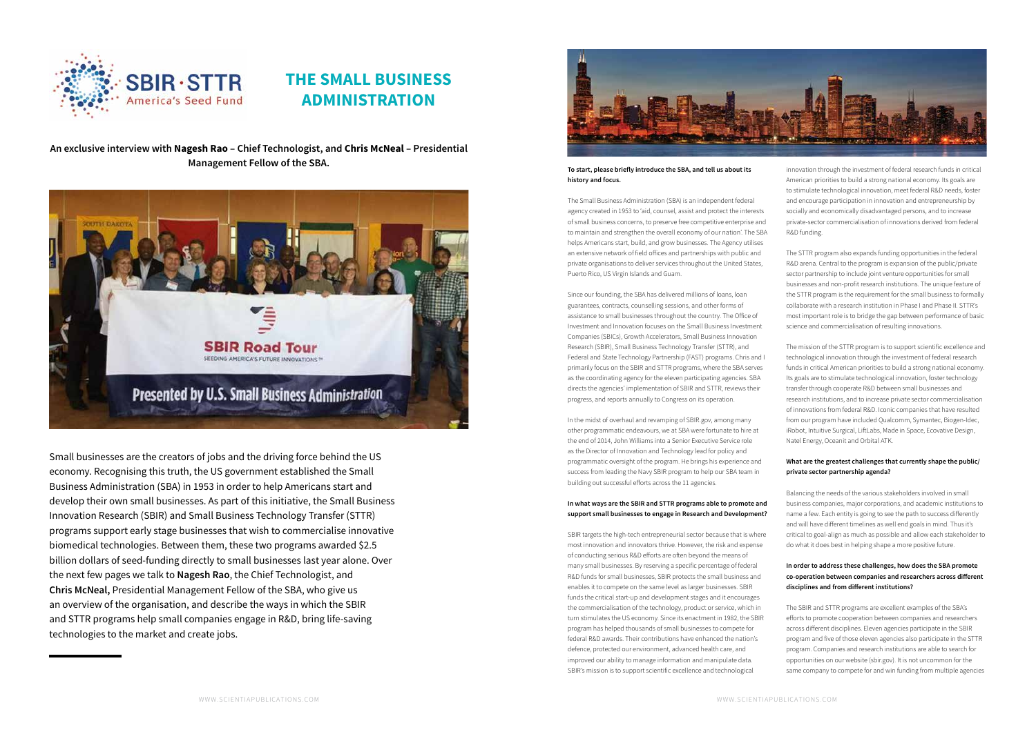# THE SMALL BUSINESS ADMINISTRATION

**An exclusive interview with Nagesh Rao – Chief Technologist, and Chris McNeal – Presidential Management Fellow of the SBA.**

Small businesses are the creators of jobs and the driving force behind the US economy. Recognising this truth, the US government established the Small Business Administration (SBA) in 1953 in order to help Americans start and develop their own small businesses. As part of this initiative, the Small Business Innovation Research (SBIR) and Small Business Technology Transfer (STTR) programs support early stage businesses that wish to commercialise innovative biomedical technologies. Between them, these two programs awarded $2.5 billion dollars of seed-funding directly to small businesses last year alone. Over the next few pages we talk to **Nagesh Rao**, the Chief Technologist, and **Chris McNeal,** Presidential Management Fellow of the SBA, who give us an overview of the organisation, and describe the ways in which the SBIR and STTR programs help small companies engage in R&D, bring life-saving technologies to the market and create jobs.

**To start, please briefly introduce the SBA, and tell us about its history and focus.**

The Small Business Administration (SBA) is an independent federal agency created in 1953 to 'aid, counsel, assist and protect the interests of small business concerns, to preserve free competitive enterprise and to maintain and strengthen the overall economy of our nation'. The SBA helps Americans start, build, and grow businesses. The Agency utilises an extensive network of field offices and partnerships with public and private organisations to deliver services throughout the United States, Puerto Rico, US Virgin Islands and Guam.

Since our founding, the SBA has delivered millions of loans, loan guarantees, contracts, counselling sessions, and other forms of assistance to small businesses throughout the country. The Office of Investment and Innovation focuses on the Small Business Investment Companies (SBICs), Growth Accelerators, Small Business Innovation Research (SBIR), Small Business Technology Transfer (STTR), and Federal and State Technology Partnership (FAST) programs. Chris and I primarily focus on the SBIR and STTR programs, where the SBA serves as the coordinating agency for the eleven participating agencies. SBA directs the agencies' implementation of SBIR and STTR, reviews their progress, and reports annually to Congress on its operation.

In the midst of overhaul and revamping of SBIR.gov, among many other programmatic endeavours, we at SBA were fortunate to hire at the end of 2014, John Williams into a Senior Executive Service role as the Director of Innovation and Technology lead for policy and programmatic oversight of the program. He brings his experience and success from leading the Navy SBIR program to help our SBA team in building out successful efforts across the 11 agencies.

**In what ways are the SBIR and STTR programs able to promote and support small businesses to engage in Research and Development?**

SBIR targets the high-tech entrepreneurial sector because that is where most innovation and innovators thrive. However, the risk and expense of conducting serious R&D efforts are often beyond the means of many small businesses. By reserving a specific percentage of federal R&D funds for small businesses, SBIR protects the small business and enables it to compete on the same level as larger businesses. SBIR funds the critical start-up and development stages and it encourages the commercialisation of the technology, product or service, which in turn stimulates the US economy. Since its enactment in 1982, the SBIR program has helped thousands of small businesses to compete for federal R&D awards. Their contributions have enhanced the nation's defence, protected our environment, advanced health care, and improved our ability to manage information and manipulate data. SBIR's mission is to support scientific excellence and technological innovation through the investment of federal research funds in critical American priorities to build a strong national economy. Its goals are to stimulate technological innovation, meet federal R&D needs, foster and encourage participation in innovation and entrepreneurship by socially and economically disadvantaged persons, and to increase private-sector commercialisation of innovations derived from federal R&D funding.

The STTR program also expands funding opportunities in the federal R&D arena. Central to the program is expansion of the public/private sector partnership to include joint venture opportunities for small businesses and non-profit research institutions. The unique feature of the STTR program is the requirement for the small business to formally collaborate with a research institution in Phase I and Phase II. STTR's most important role is to bridge the gap between performance of basic science and commercialisation of resulting innovations.

The mission of the STTR program is to support scientific excellence and technological innovation through the investment of federal research funds in critical American priorities to build a strong national economy. Its goals are to stimulate technological innovation, foster technology transfer through cooperate R&D between small businesses and research institutions, and to increase private sector commercialisation of innovations from federal R&D. Iconic companies that have resulted from our program have included Qualcomm, Symantec, Biogen-Idec, iRobot, Intuitive Surgical, LiftLabs, Made in Space, Ecovative Design, Natel Energy, Oceanit and Orbital ATK.

**What are the greatest challenges that currently shape the public/private sector partnership agenda?**

Balancing the needs of the various stakeholders involved in small business companies, major corporations, and academic institutions to name a few. Each entity is going to see the path to success differently and will have different timelines as well end goals in mind. Thus it's critical to goal-align as much as possible and allow each stakeholder to do what it does best in helping shape a more positive future.

**In order to address these challenges, how does the SBA promote co-operation between companies and researchers across different disciplines and from different institutions?**

The SBIR and STTR programs are excellent examples of the SBA's efforts to promote cooperation between companies and researchers across different disciplines. Eleven agencies participate in the SBIR program and five of those eleven agencies also participate in the STTR program. Companies and research institutions are able to search for opportunities on our website (sbir.gov). It is not uncommon for the same company to compete for and win funding from multiple agencies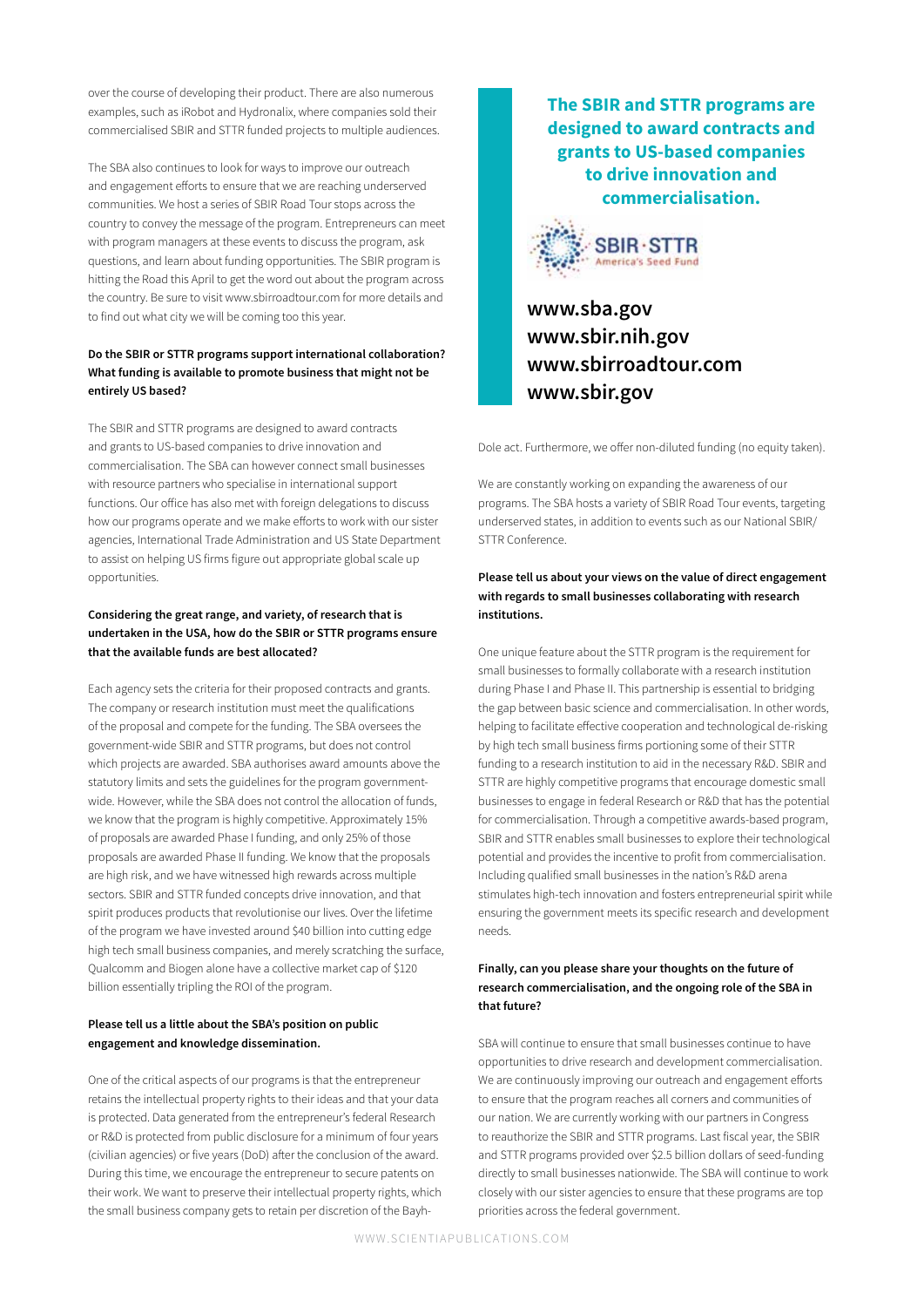over the course of developing their product. There are also numerous examples, such as iRobot and Hydronalix, where companies sold their commercialised SBIR and STTR funded projects to multiple audiences.

The SBA also continues to look for ways to improve our outreach and engagement efforts to ensure that we are reaching underserved communities. We host a series of SBIR Road Tour stops across the country to convey the message of the program. Entrepreneurs can meet with program managers at these events to discuss the program, ask questions, and learn about funding opportunities. The SBIR program is hitting the Road this April to get the word out about the program across the country. Be sure to visit www.sbirroadtour.com for more details and to find out what city we will be coming too this year.

**Do the SBIR or STTR programs support international collaboration? What funding is available to promote business that might not be entirely US based?**

The SBIR and STTR programs are designed to award contracts and grants to US-based companies to drive innovation and commercialisation. The SBA can however connect small businesses with resource partners who specialise in international support functions. Our office has also met with foreign delegations to discuss how our programs operate and we make efforts to work with our sister agencies, International Trade Administration and US State Department to assist on helping US firms figure out appropriate global scale up opportunities.

**Considering the great range, and variety, of research that is undertaken in the USA, how do the SBIR or STTR programs ensure that the available funds are best allocated?**

Each agency sets the criteria for their proposed contracts and grants. The company or research institution must meet the qualifications of the proposal and compete for the funding. The SBA oversees the government-wide SBIR and STTR programs, but does not control which projects are awarded. SBA authorises award amounts above the statutory limits and sets the guidelines for the program government-wide. However, while the SBA does not control the allocation of funds, we know that the program is highly competitive. Approximately 15% of proposals are awarded Phase I funding, and only 25% of those proposals are awarded Phase II funding. We know that the proposals are high risk, and we have witnessed high rewards across multiple sectors. SBIR and STTR funded concepts drive innovation, and that spirit produces products that revolutionise our lives. Over the lifetime of the program we have invested around $40 billion into cutting edge high tech small business companies, and merely scratching the surface, Qualcomm and Biogen alone have a collective market cap of $120 billion essentially tripling the ROI of the program.

**Please tell us a little about the SBA's position on public engagement and knowledge dissemination.**

One of the critical aspects of our programs is that the entrepreneur retains the intellectual property rights to their ideas and that your data is protected. Data generated from the entrepreneur's federal Research or R&D is protected from public disclosure for a minimum of four years (civilian agencies) or five years (DoD) after the conclusion of the award. During this time, we encourage the entrepreneur to secure patents on their work. We want to preserve their intellectual property rights, which the small business company gets to retain per discretion of the Bayh-Dole act. Furthermore, we offer non-diluted funding (no equity taken).

**The SBIR and STTR programs are designed to award contracts and grants to US-based companies to drive innovation and commercialisation.**

SBIR · STTR
America's Seed Fund

**www.sba.gov**
**www.sbir.nih.gov**
**www.sbirroadtour.com**
**www.sbir.gov**

We are constantly working on expanding the awareness of our programs. The SBA hosts a variety of SBIR Road Tour events, targeting underserved states, in addition to events such as our National SBIR/STTR Conference.

**Please tell us about your views on the value of direct engagement with regards to small businesses collaborating with research institutions.**

One unique feature about the STTR program is the requirement for small businesses to formally collaborate with a research institution during Phase I and Phase II. This partnership is essential to bridging the gap between basic science and commercialisation. In other words, helping to facilitate effective cooperation and technological de-risking by high tech small business firms portioning some of their STTR funding to a research institution to aid in the necessary R&D. SBIR and STTR are highly competitive programs that encourage domestic small businesses to engage in federal Research or R&D that has the potential for commercialisation. Through a competitive awards-based program, SBIR and STTR enables small businesses to explore their technological potential and provides the incentive to profit from commercialisation. Including qualified small businesses in the nation's R&D arena stimulates high-tech innovation and fosters entrepreneurial spirit while ensuring the government meets its specific research and development needs.

**Finally, can you please share your thoughts on the future of research commercialisation, and the ongoing role of the SBA in that future?**

SBA will continue to ensure that small businesses continue to have opportunities to drive research and development commercialisation. We are continuously improving our outreach and engagement efforts to ensure that the program reaches all corners and communities of our nation. We are currently working with our partners in Congress to reauthorize the SBIR and STTR programs. Last fiscal year, the SBIR and STTR programs provided over $2.5 billion dollars of seed-funding directly to small businesses nationwide. The SBA will continue to work closely with our sister agencies to ensure that these programs are top priorities across the federal government.